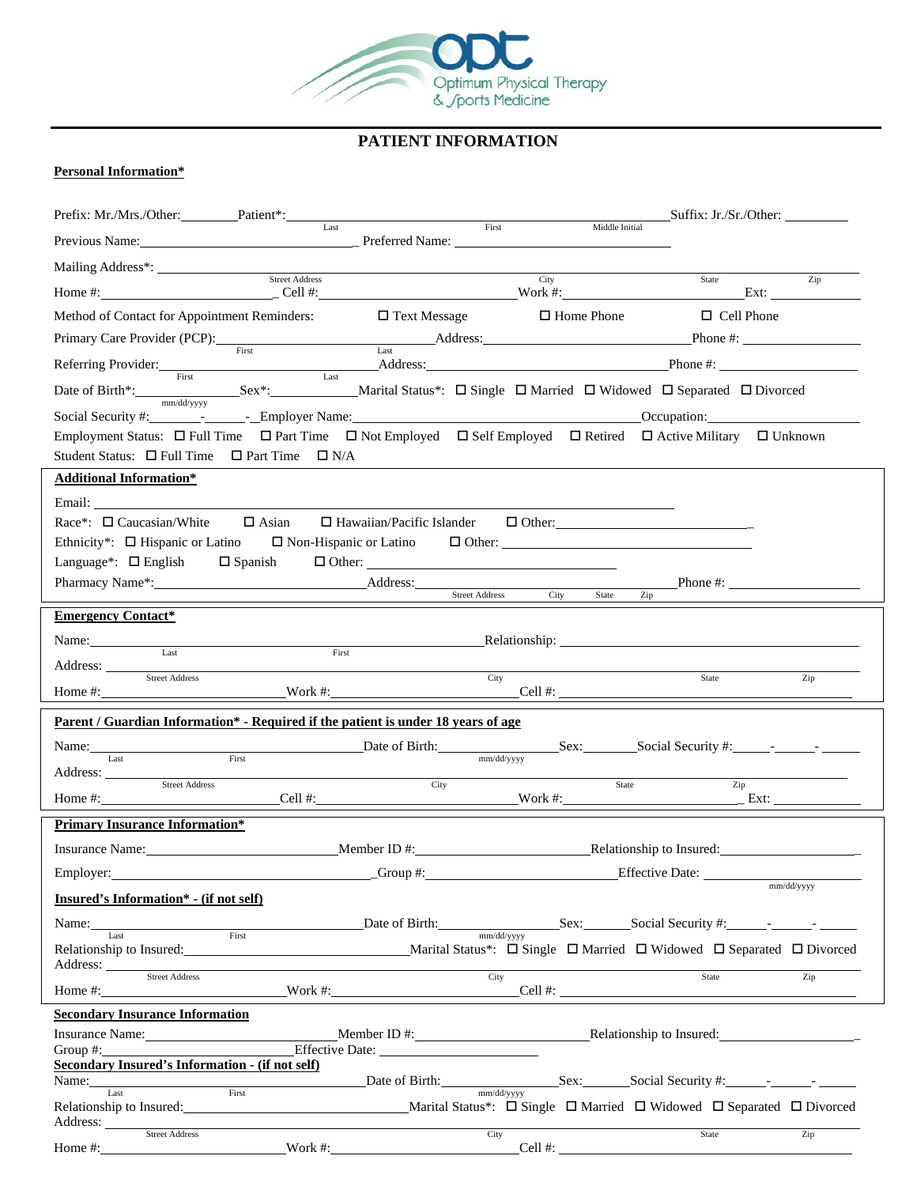Optimum Physical Therapy & Sports Medicine

# PATIENT INFORMATION

**Personal Information***

Prefix: Mr./Mrs./Other:________ Patient*:________________________ (Last) ________________________ (First) ____________ (Middle Initial) Suffix: Jr./Sr./Other: ________

Previous Name:______________________________ Preferred Name: ______________________________

Mailing Address*: ______________________________ (Street Address) ____________________ (City) __________ (State) __________ (Zip)

Home #:__________________________ Cell #:____________________________ Work #:__________________________ Ext: __________

Method of Contact for Appointment Reminders: ☐ Text Message ☐ Home Phone ☐ Cell Phone

Primary Care Provider (PCP):______________ (First) ______________ (Last) Address:______________________________ Phone #: ________________

Referring Provider:______________ (First) ______________ (Last) Address:______________________________ Phone #: ________________

Date of Birth*:______________ (mm/dd/yyyy) Sex*:____________ Marital Status*: ☐ Single ☐ Married ☐ Widowed ☐ Separated ☐ Divorced

Social Security #:_______-______-_ Employer Name:______________________________ Occupation:____________________

Employment Status: ☐ Full Time ☐ Part Time ☐ Not Employed ☐ Self Employed ☐ Retired ☐ Active Military ☐ Unknown

Student Status: ☐ Full Time ☐ Part Time ☐ N/A

**Additional Information***

Email: ______________________________________________________________

Race*: ☐ Caucasian/White ☐ Asian ☐ Hawaiian/Pacific Islander ☐ Other:______________________________

Ethnicity*: ☐ Hispanic or Latino ☐ Non-Hispanic or Latino ☐ Other: ______________________________

Language*: ☐ English ☐ Spanish ☐ Other: ______________________________

Pharmacy Name*:________________________ Address:________________ (Street Address) __________ (City) ______ (State) ______ (Zip) Phone #: ________________

**Emergency Contact***

Name:______________________ (Last) ______________________ (First) Relationship: ______________________________

Address: ______________________________ (Street Address) ____________________ (City) __________ (State) __________ (Zip)

Home #:________________________ Work #:________________________ Cell #: ________________________

**Parent / Guardian Information* - Required if the patient is under 18 years of age**

Name:______________________ (Last) ______________________ (First) Date of Birth:______________ (mm/dd/yyyy) Sex:________ Social Security #:_____-______-_____

Address: ______________________________ (Street Address) ____________________ (City) __________ (State) __________ (Zip)

Home #:________________________ Cell #:________________________ Work #:________________________ Ext: __________

**Primary Insurance Information***

Insurance Name:________________________ Member ID #:________________________ Relationship to Insured:__________________

Employer:______________________________ Group #:________________________ Effective Date: ______________ (mm/dd/yyyy)

**Insured's Information* - (if not self)**

Name:______________________ (Last) ______________________ (First) Date of Birth:______________ (mm/dd/yyyy) Sex:_______ Social Security #:______-______-_____

Relationship to Insured:______________________________ Marital Status*: ☐ Single ☐ Married ☐ Widowed ☐ Separated ☐ Divorced

Address: ______________________________ (Street Address) ____________________ (City) __________ (State) __________ (Zip)

Home #:________________________ Work #:________________________ Cell #: ________________________

**Secondary Insurance Information**

Insurance Name:________________________ Member ID #:________________________ Relationship to Insured:__________________

Group #:________________________ Effective Date: ______________________

**Secondary Insured's Information - (if not self)**

Name:______________________ (Last) ______________________ (First) Date of Birth:______________ (mm/dd/yyyy) Sex:_______ Social Security #:______-______-_____

Relationship to Insured:______________________________ Marital Status*: ☐ Single ☐ Married ☐ Widowed ☐ Separated ☐ Divorced

Address: ______________________________ (Street Address) ____________________ (City) __________ (State) __________ (Zip)

Home #:________________________ Work #:________________________ Cell #: ________________________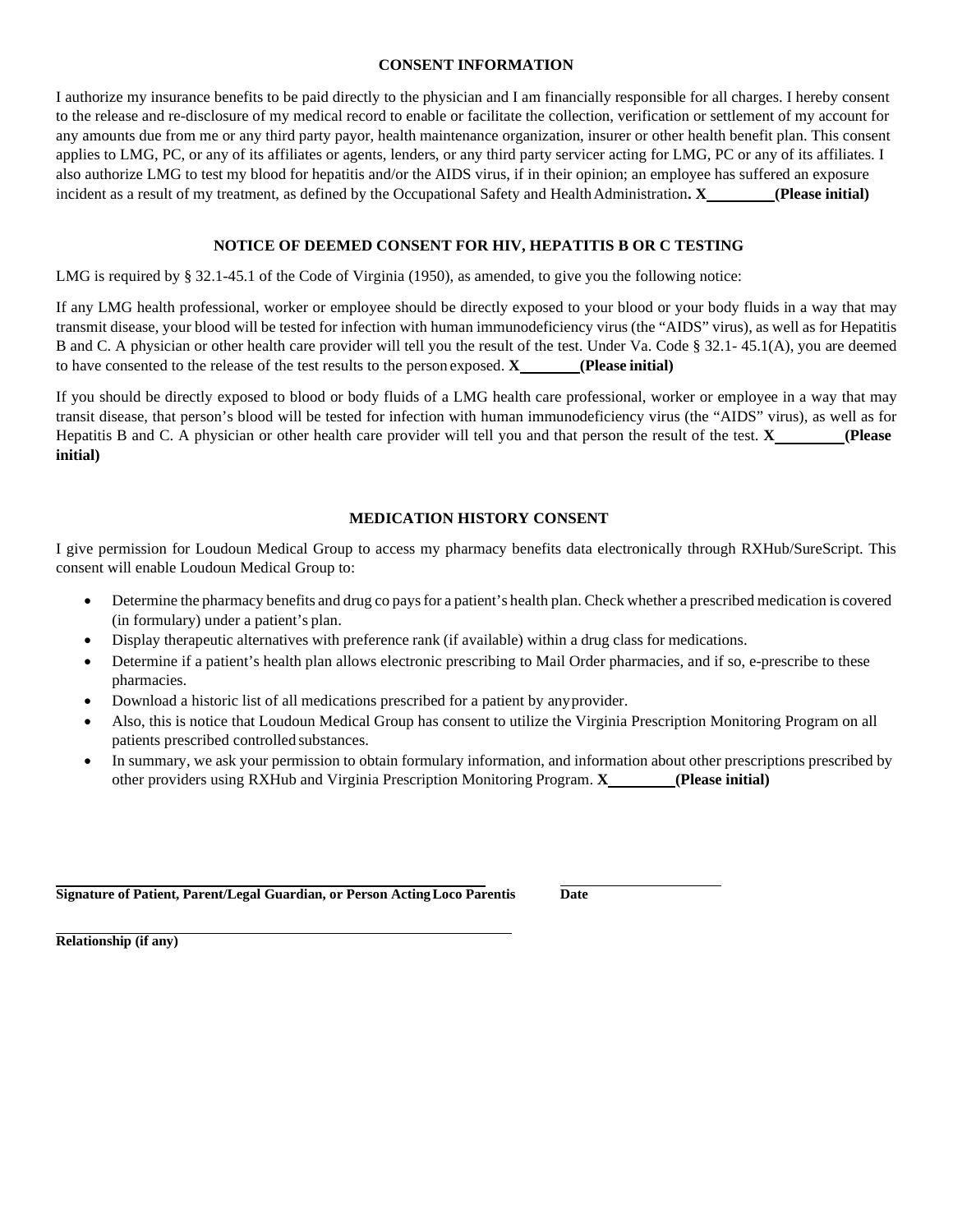## CONSENT INFORMATION

I authorize my insurance benefits to be paid directly to the physician and I am financially responsible for all charges. I hereby consent to the release and re-disclosure of my medical record to enable or facilitate the collection, verification or settlement of my account for any amounts due from me or any third party payor, health maintenance organization, insurer or other health benefit plan. This consent applies to LMG, PC, or any of its affiliates or agents, lenders, or any third party servicer acting for LMG, PC or any of its affiliates. I also authorize LMG to test my blood for hepatitis and/or the AIDS virus, if in their opinion; an employee has suffered an exposure incident as a result of my treatment, as defined by the Occupational Safety and Health Administration**. X________ (Please initial)**

## NOTICE OF DEEMED CONSENT FOR HIV, HEPATITIS B OR C TESTING

LMG is required by § 32.1-45.1 of the Code of Virginia (1950), as amended, to give you the following notice:

If any LMG health professional, worker or employee should be directly exposed to your blood or your body fluids in a way that may transmit disease, your blood will be tested for infection with human immunodeficiency virus (the "AIDS" virus), as well as for Hepatitis B and C. A physician or other health care provider will tell you the result of the test. Under Va. Code § 32.1- 45.1(A), you are deemed to have consented to the release of the test results to the person exposed. **X_______ (Please initial)**

If you should be directly exposed to blood or body fluids of a LMG health care professional, worker or employee in a way that may transit disease, that person's blood will be tested for infection with human immunodeficiency virus (the "AIDS" virus), as well as for Hepatitis B and C. A physician or other health care provider will tell you and that person the result of the test. **X________ (Please initial)**

## MEDICATION HISTORY CONSENT

I give permission for Loudoun Medical Group to access my pharmacy benefits data electronically through RXHub/SureScript. This consent will enable Loudoun Medical Group to:

- Determine the pharmacy benefits and drug co pays for a patient's health plan. Check whether a prescribed medication is covered (in formulary) under a patient's plan.
- Display therapeutic alternatives with preference rank (if available) within a drug class for medications.
- Determine if a patient's health plan allows electronic prescribing to Mail Order pharmacies, and if so, e-prescribe to these pharmacies.
- Download a historic list of all medications prescribed for a patient by any provider.
- Also, this is notice that Loudoun Medical Group has consent to utilize the Virginia Prescription Monitoring Program on all patients prescribed controlled substances.
- In summary, we ask your permission to obtain formulary information, and information about other prescriptions prescribed by other providers using RXHub and Virginia Prescription Monitoring Program. **X________ (Please initial)**

______________________________________________ ____________________

**Signature of Patient, Parent/Legal Guardian, or Person Acting Loco Parentis** **Date**

______________________________________________

**Relationship (if any)**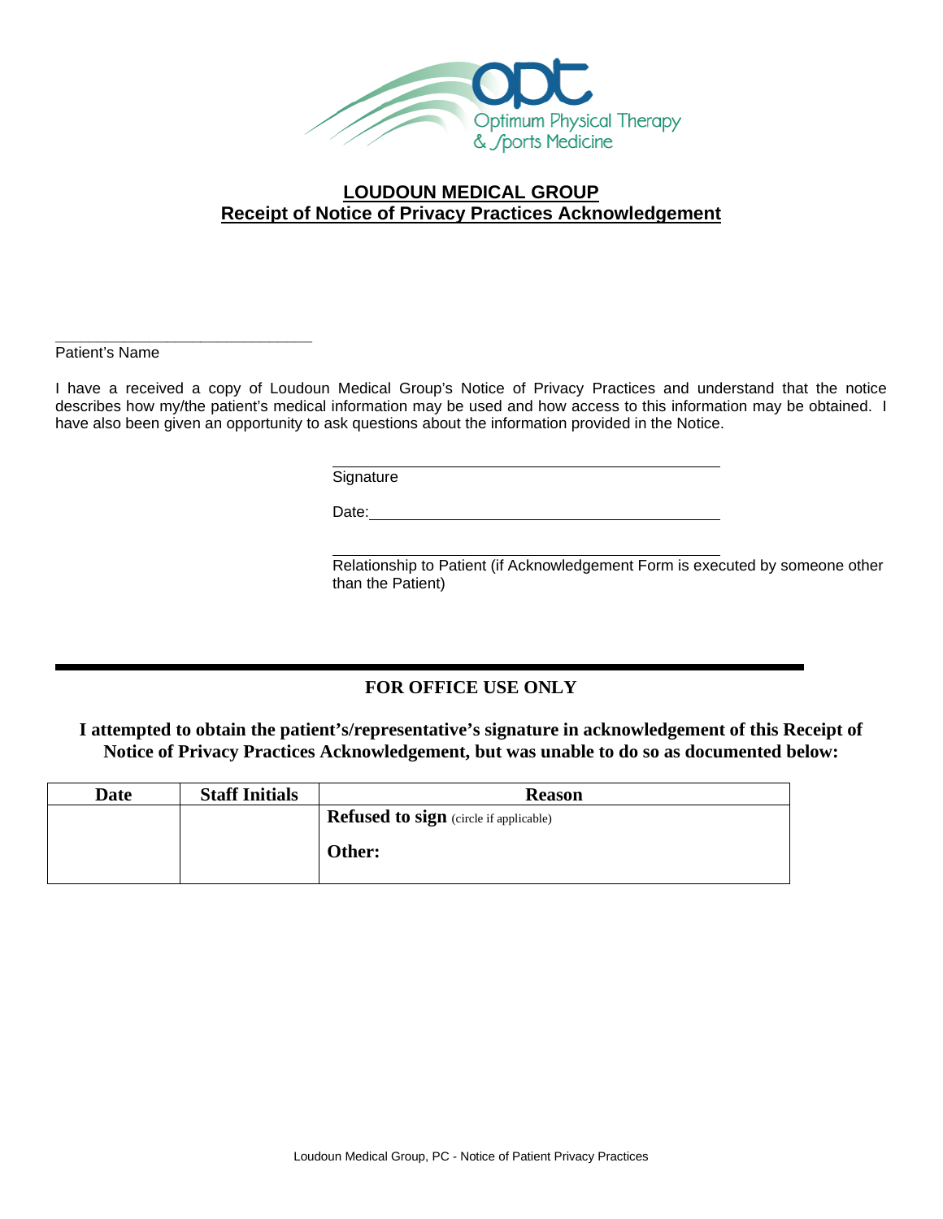Optimum Physical Therapy & Sports Medicine

## LOUDOUN MEDICAL GROUP
## Receipt of Notice of Privacy Practices Acknowledgement

\_\_\_\_\_\_\_\_\_\_\_\_\_\_\_\_\_\_\_\_\_\_\_\_\_\_\_\_\_\_\_\_

Patient's Name

I have a received a copy of Loudoun Medical Group's Notice of Privacy Practices and understand that the notice describes how my/the patient's medical information may be used and how access to this information may be obtained. I have also been given an opportunity to ask questions about the information provided in the Notice.

\_\_\_\_\_\_\_\_\_\_\_\_\_\_\_\_\_\_\_\_\_\_\_\_\_\_\_\_\_\_\_\_\_\_\_\_\_\_\_\_\_\_\_\_

Signature

Date:\_\_\_\_\_\_\_\_\_\_\_\_\_\_\_\_\_\_\_\_\_\_\_\_\_\_\_\_\_\_\_\_\_\_\_\_\_\_\_\_

\_\_\_\_\_\_\_\_\_\_\_\_\_\_\_\_\_\_\_\_\_\_\_\_\_\_\_\_\_\_\_\_\_\_\_\_\_\_\_\_\_\_\_\_

Relationship to Patient (if Acknowledgement Form is executed by someone other than the Patient)

---

### FOR OFFICE USE ONLY

**I attempted to obtain the patient's/representative's signature in acknowledgement of this Receipt of Notice of Privacy Practices Acknowledgement, but was unable to do so as documented below:**

| Date | Staff Initials | Reason |
|---|---|---|
| | | **Refused to sign** (circle if applicable)<br><br>**Other:** |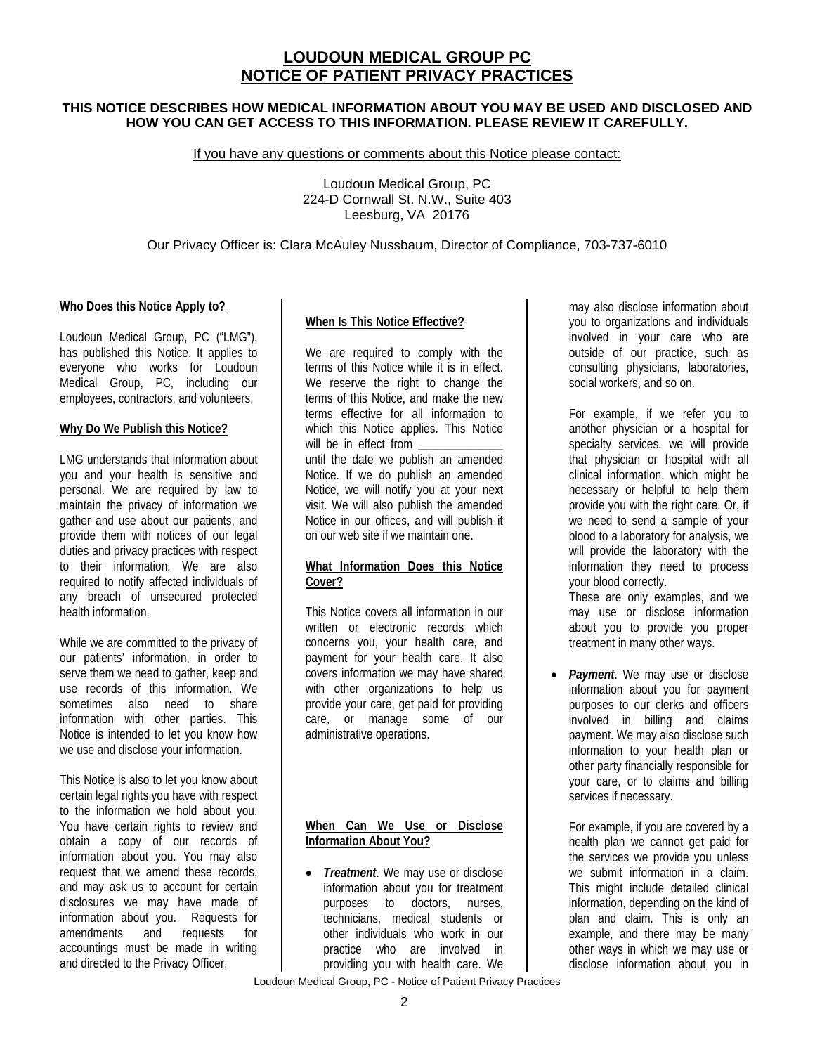# LOUDOUN MEDICAL GROUP PC
# NOTICE OF PATIENT PRIVACY PRACTICES

**THIS NOTICE DESCRIBES HOW MEDICAL INFORMATION ABOUT YOU MAY BE USED AND DISCLOSED AND HOW YOU CAN GET ACCESS TO THIS INFORMATION. PLEASE REVIEW IT CAREFULLY.**

If you have any questions or comments about this Notice please contact:

Loudoun Medical Group, PC
224-D Cornwall St. N.W., Suite 403
Leesburg, VA 20176

Our Privacy Officer is: Clara McAuley Nussbaum, Director of Compliance, 703-737-6010

**Who Does this Notice Apply to?**

Loudoun Medical Group, PC ("LMG"), has published this Notice. It applies to everyone who works for Loudoun Medical Group, PC, including our employees, contractors, and volunteers.

**Why Do We Publish this Notice?**

LMG understands that information about you and your health is sensitive and personal. We are required by law to maintain the privacy of information we gather and use about our patients, and provide them with notices of our legal duties and privacy practices with respect to their information. We are also required to notify affected individuals of any breach of unsecured protected health information.

While we are committed to the privacy of our patients' information, in order to serve them we need to gather, keep and use records of this information. We sometimes also need to share information with other parties. This Notice is intended to let you know how we use and disclose your information.

This Notice is also to let you know about certain legal rights you have with respect to the information we hold about you. You have certain rights to review and obtain a copy of our records of information about you. You may also request that we amend these records, and may ask us to account for certain disclosures we may have made of information about you. Requests for amendments and requests for accountings must be made in writing and directed to the Privacy Officer.

**When Is This Notice Effective?**

We are required to comply with the terms of this Notice while it is in effect. We reserve the right to change the terms of this Notice, and make the new terms effective for all information to which this Notice applies. This Notice will be in effect from _____________ until the date we publish an amended Notice. If we do publish an amended Notice, we will notify you at your next visit. We will also publish the amended Notice in our offices, and will publish it on our web site if we maintain one.

**What Information Does this Notice Cover?**

This Notice covers all information in our written or electronic records which concerns you, your health care, and payment for your health care. It also covers information we may have shared with other organizations to help us provide your care, get paid for providing care, or manage some of our administrative operations.

**When Can We Use or Disclose Information About You?**

- ***Treatment***. We may use or disclose information about you for treatment purposes to doctors, nurses, technicians, medical students or other individuals who work in our practice who are involved in providing you with health care. We may also disclose information about you to organizations and individuals involved in your care who are outside of our practice, such as consulting physicians, laboratories, social workers, and so on.

  For example, if we refer you to another physician or a hospital for specialty services, we will provide that physician or hospital with all clinical information, which might be necessary or helpful to help them provide you with the right care. Or, if we need to send a sample of your blood to a laboratory for analysis, we will provide the laboratory with the information they need to process your blood correctly.
  These are only examples, and we may use or disclose information about you to provide you proper treatment in many other ways.

- ***Payment***. We may use or disclose information about you for payment purposes to our clerks and officers involved in billing and claims payment. We may also disclose such information to your health plan or other party financially responsible for your care, or to claims and billing services if necessary.

  For example, if you are covered by a health plan we cannot get paid for the services we provide you unless we submit information in a claim. This might include detailed clinical information, depending on the kind of plan and claim. This is only an example, and there may be many other ways in which we may use or disclose information about you in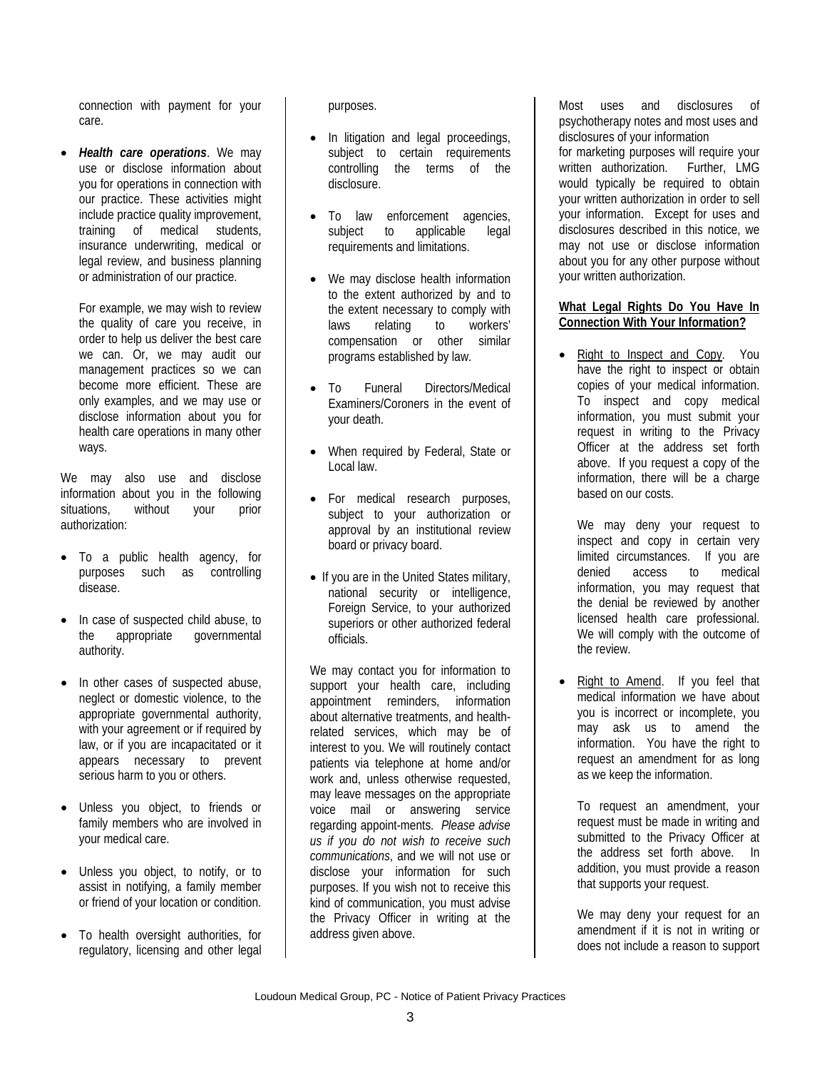connection with payment for your care.

- ***Health care operations***. We may use or disclose information about you for operations in connection with our practice. These activities might include practice quality improvement, training of medical students, insurance underwriting, medical or legal review, and business planning or administration of our practice.

  For example, we may wish to review the quality of care you receive, in order to help us deliver the best care we can. Or, we may audit our management practices so we can become more efficient. These are only examples, and we may use or disclose information about you for health care operations in many other ways.

We may also use and disclose information about you in the following situations, without your prior authorization:

- To a public health agency, for purposes such as controlling disease.
- In case of suspected child abuse, to the appropriate governmental authority.
- In other cases of suspected abuse, neglect or domestic violence, to the appropriate governmental authority, with your agreement or if required by law, or if you are incapacitated or it appears necessary to prevent serious harm to you or others.
- Unless you object, to friends or family members who are involved in your medical care.
- Unless you object, to notify, or to assist in notifying, a family member or friend of your location or condition.
- To health oversight authorities, for regulatory, licensing and other legal purposes.
- In litigation and legal proceedings, subject to certain requirements controlling the terms of the disclosure.
- To law enforcement agencies, subject to applicable legal requirements and limitations.
- We may disclose health information to the extent authorized by and to the extent necessary to comply with laws relating to workers' compensation or other similar programs established by law.
- To Funeral Directors/Medical Examiners/Coroners in the event of your death.
- When required by Federal, State or Local law.
- For medical research purposes, subject to your authorization or approval by an institutional review board or privacy board.
- If you are in the United States military, national security or intelligence, Foreign Service, to your authorized superiors or other authorized federal officials.

We may contact you for information to support your health care, including appointment reminders, information about alternative treatments, and health-related services, which may be of interest to you. We will routinely contact patients via telephone at home and/or work and, unless otherwise requested, may leave messages on the appropriate voice mail or answering service regarding appoint-ments. *Please advise us if you do not wish to receive such communications*, and we will not use or disclose your information for such purposes. If you wish not to receive this kind of communication, you must advise the Privacy Officer in writing at the address given above.

Most uses and disclosures of psychotherapy notes and most uses and disclosures of your information for marketing purposes will require your written authorization. Further, LMG would typically be required to obtain your written authorization in order to sell your information. Except for uses and disclosures described in this notice, we may not use or disclose information about you for any other purpose without your written authorization.

**What Legal Rights Do You Have In Connection With Your Information?**

- Right to Inspect and Copy. You have the right to inspect or obtain copies of your medical information. To inspect and copy medical information, you must submit your request in writing to the Privacy Officer at the address set forth above. If you request a copy of the information, there will be a charge based on our costs.

  We may deny your request to inspect and copy in certain very limited circumstances. If you are denied access to medical information, you may request that the denial be reviewed by another licensed health care professional. We will comply with the outcome of the review.

- Right to Amend. If you feel that medical information we have about you is incorrect or incomplete, you may ask us to amend the information. You have the right to request an amendment for as long as we keep the information.

  To request an amendment, your request must be made in writing and submitted to the Privacy Officer at the address set forth above. In addition, you must provide a reason that supports your request.

  We may deny your request for an amendment if it is not in writing or does not include a reason to support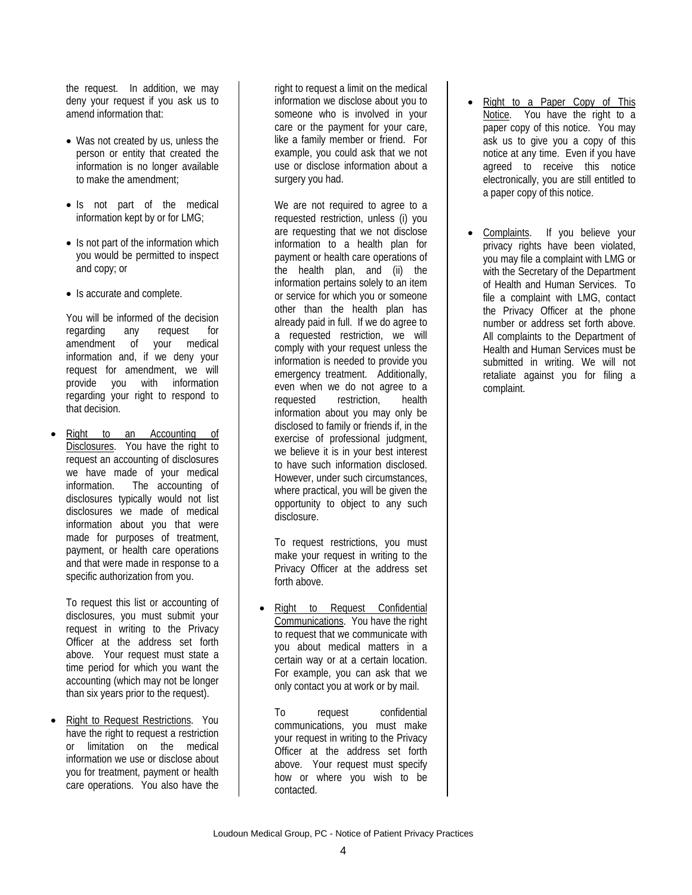the request. In addition, we may deny your request if you ask us to amend information that:

- Was not created by us, unless the person or entity that created the information is no longer available to make the amendment;
- Is not part of the medical information kept by or for LMG;
- Is not part of the information which you would be permitted to inspect and copy; or
- Is accurate and complete.

You will be informed of the decision regarding any request for amendment of your medical information and, if we deny your request for amendment, we will provide you with information regarding your right to respond to that decision.

- Right to an Accounting of Disclosures. You have the right to request an accounting of disclosures we have made of your medical information. The accounting of disclosures typically would not list disclosures we made of medical information about you that were made for purposes of treatment, payment, or health care operations and that were made in response to a specific authorization from you.

  To request this list or accounting of disclosures, you must submit your request in writing to the Privacy Officer at the address set forth above. Your request must state a time period for which you want the accounting (which may not be longer than six years prior to the request).

- Right to Request Restrictions. You have the right to request a restriction or limitation on the medical information we use or disclose about you for treatment, payment or health care operations. You also have the right to request a limit on the medical information we disclose about you to someone who is involved in your care or the payment for your care, like a family member or friend. For example, you could ask that we not use or disclose information about a surgery you had.

  We are not required to agree to a requested restriction, unless (i) you are requesting that we not disclose information to a health plan for payment or health care operations of the health plan, and (ii) the information pertains solely to an item or service for which you or someone other than the health plan has already paid in full. If we do agree to a requested restriction, we will comply with your request unless the information is needed to provide you emergency treatment. Additionally, even when we do not agree to a requested restriction, health information about you may only be disclosed to family or friends if, in the exercise of professional judgment, we believe it is in your best interest to have such information disclosed. However, under such circumstances, where practical, you will be given the opportunity to object to any such disclosure.

  To request restrictions, you must make your request in writing to the Privacy Officer at the address set forth above.

- Right to Request Confidential Communications. You have the right to request that we communicate with you about medical matters in a certain way or at a certain location. For example, you can ask that we only contact you at work or by mail.

  To request confidential communications, you must make your request in writing to the Privacy Officer at the address set forth above. Your request must specify how or where you wish to be contacted.

- Right to a Paper Copy of This Notice. You have the right to a paper copy of this notice. You may ask us to give you a copy of this notice at any time. Even if you have agreed to receive this notice electronically, you are still entitled to a paper copy of this notice.

- Complaints. If you believe your privacy rights have been violated, you may file a complaint with LMG or with the Secretary of the Department of Health and Human Services. To file a complaint with LMG, contact the Privacy Officer at the phone number or address set forth above. All complaints to the Department of Health and Human Services must be submitted in writing. We will not retaliate against you for filing a complaint.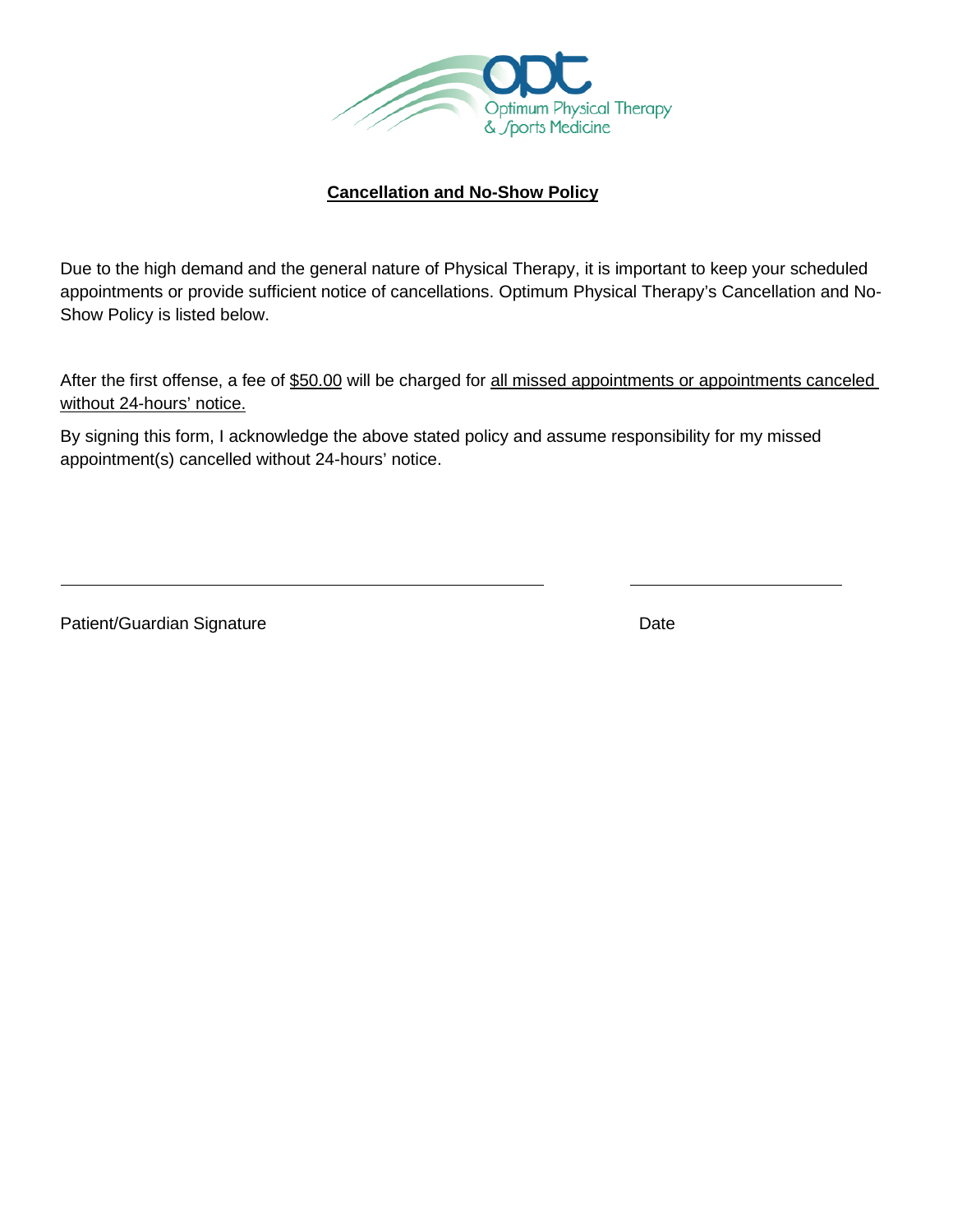Optimum Physical Therapy & Sports Medicine

## Cancellation and No-Show Policy

Due to the high demand and the general nature of Physical Therapy, it is important to keep your scheduled appointments or provide sufficient notice of cancellations. Optimum Physical Therapy's Cancellation and No-Show Policy is listed below.

After the first offense, a fee of $50.00 will be charged for all missed appointments or appointments canceled without 24-hours' notice.

By signing this form, I acknowledge the above stated policy and assume responsibility for my missed appointment(s) cancelled without 24-hours' notice.

\_\_\_\_\_\_\_\_\_\_\_\_\_\_\_\_\_\_\_\_\_\_\_\_\_\_\_\_\_\_\_\_\_\_\_\_\_\_\_\_ \_\_\_\_\_\_\_\_\_\_\_\_\_\_\_\_\_\_\_\_

Patient/Guardian Signature Date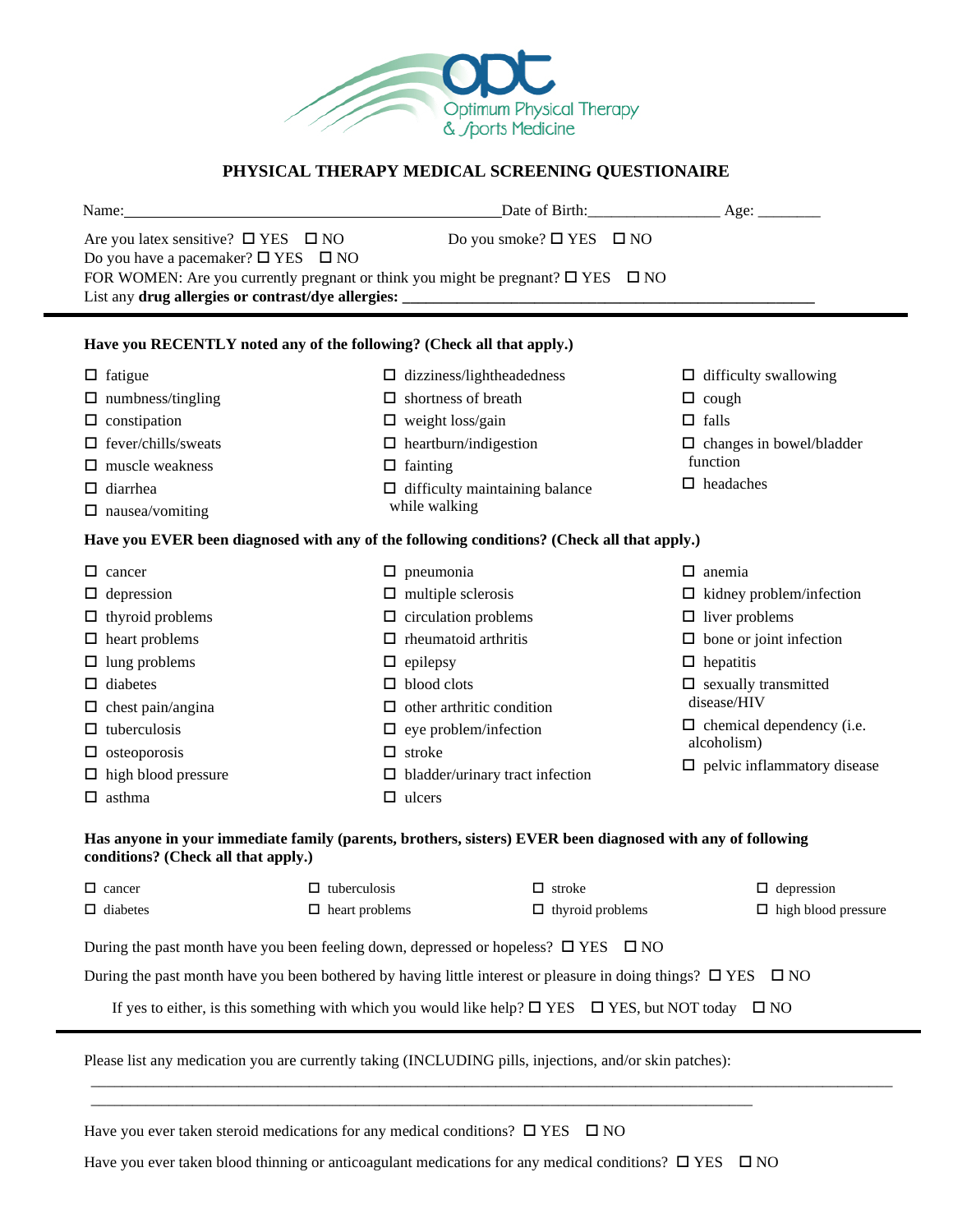Optimum Physical Therapy & Sports Medicine

## PHYSICAL THERAPY MEDICAL SCREENING QUESTIONAIRE

Name:_______________________________________________Date of Birth:________________ Age: ________

Are you latex sensitive? ☐ YES ☐ NO     Do you smoke? ☐ YES ☐ NO

Do you have a pacemaker? ☐ YES ☐ NO

FOR WOMEN: Are you currently pregnant or think you might be pregnant? ☐ YES ☐ NO

List any **drug allergies or contrast/dye allergies:** ______________________________________________________

---

**Have you RECENTLY noted any of the following? (Check all that apply.)**

- ☐ fatigue
- ☐ numbness/tingling
- ☐ constipation
- ☐ fever/chills/sweats
- ☐ muscle weakness
- ☐ diarrhea
- ☐ nausea/vomiting
- ☐ dizziness/lightheadedness
- ☐ shortness of breath
- ☐ weight loss/gain
- ☐ heartburn/indigestion
- ☐ fainting
- ☐ difficulty maintaining balance while walking
- ☐ difficulty swallowing
- ☐ cough
- ☐ falls
- ☐ changes in bowel/bladder function
- ☐ headaches

**Have you EVER been diagnosed with any of the following conditions? (Check all that apply.)**

- ☐ cancer
- ☐ depression
- ☐ thyroid problems
- ☐ heart problems
- ☐ lung problems
- ☐ diabetes
- ☐ chest pain/angina
- ☐ tuberculosis
- ☐ osteoporosis
- ☐ high blood pressure
- ☐ asthma
- ☐ pneumonia
- ☐ multiple sclerosis
- ☐ circulation problems
- ☐ rheumatoid arthritis
- ☐ epilepsy
- ☐ blood clots
- ☐ other arthritic condition
- ☐ eye problem/infection
- ☐ stroke
- ☐ bladder/urinary tract infection
- ☐ ulcers
- ☐ anemia
- ☐ kidney problem/infection
- ☐ liver problems
- ☐ bone or joint infection
- ☐ hepatitis
- ☐ sexually transmitted disease/HIV
- ☐ chemical dependency (i.e. alcoholism)
- ☐ pelvic inflammatory disease

**Has anyone in your immediate family (parents, brothers, sisters) EVER been diagnosed with any of following conditions? (Check all that apply.)**

- ☐ cancer
- ☐ diabetes
- ☐ tuberculosis
- ☐ heart problems
- ☐ stroke
- ☐ thyroid problems
- ☐ depression
- ☐ high blood pressure

During the past month have you been feeling down, depressed or hopeless? ☐ YES ☐ NO

During the past month have you been bothered by having little interest or pleasure in doing things? ☐ YES ☐ NO

If yes to either, is this something with which you would like help? ☐ YES ☐ YES, but NOT today ☐ NO

---

Please list any medication you are currently taking (INCLUDING pills, injections, and/or skin patches):

____________________________________________________________________________________________

____________________________________________________________________________

Have you ever taken steroid medications for any medical conditions? ☐ YES ☐ NO

Have you ever taken blood thinning or anticoagulant medications for any medical conditions? ☐ YES ☐ NO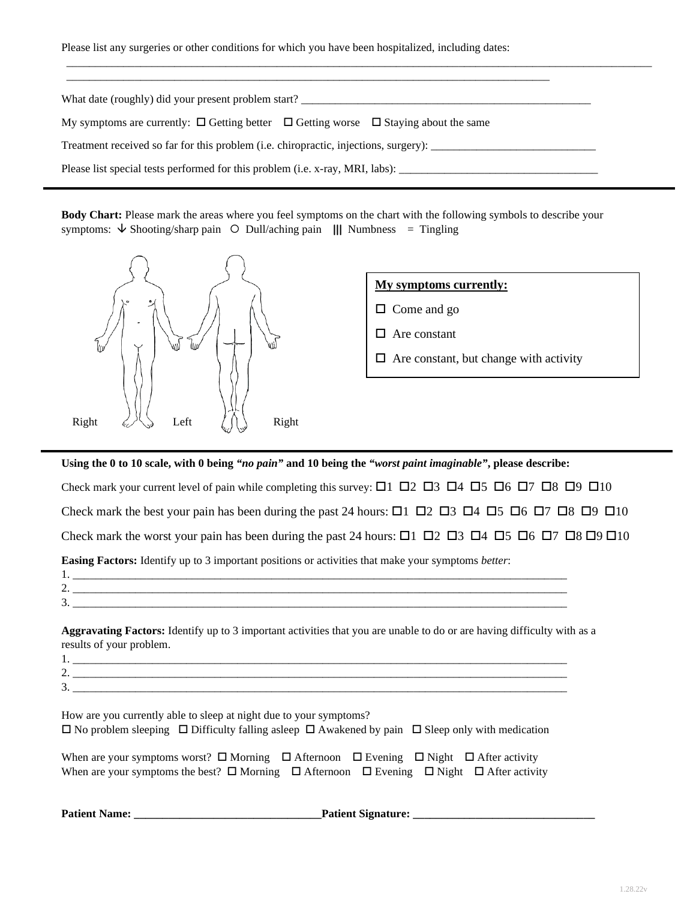Please list any surgeries or other conditions for which you have been hospitalized, including dates:

________________________________________________________________________________________________

________________________________________________________________________________

What date (roughly) did your present problem start? ___________________________________________________

My symptoms are currently: ☐ Getting better ☐ Getting worse ☐ Staying about the same

Treatment received so far for this problem (i.e. chiropractic, injections, surgery): _____________________________

Please list special tests performed for this problem (i.e. x-ray, MRI, labs): __________________________________

---

**Body Chart:** Please mark the areas where you feel symptoms on the chart with the following symbols to describe your symptoms: ↓ Shooting/sharp pain O Dull/aching pain ||| Numbness = Tingling

Right Left Right

**My symptoms currently:**

☐ Come and go

☐ Are constant

☐ Are constant, but change with activity

---

**Using the 0 to 10 scale, with 0 being *"no pain"* and 10 being the *"worst paint imaginable"*, please describe:**

Check mark your current level of pain while completing this survey: ☐1 ☐2 ☐3 ☐4 ☐5 ☐6 ☐7 ☐8 ☐9 ☐10

Check mark the best your pain has been during the past 24 hours: ☐1 ☐2 ☐3 ☐4 ☐5 ☐6 ☐7 ☐8 ☐9 ☐10

Check mark the worst your pain has been during the past 24 hours: ☐1 ☐2 ☐3 ☐4 ☐5 ☐6 ☐7 ☐8 ☐9 ☐10

**Easing Factors:** Identify up to 3 important positions or activities that make your symptoms *better*:

1. ________________________________________________________________________________
2. ________________________________________________________________________________
3. ________________________________________________________________________________

**Aggravating Factors:** Identify up to 3 important activities that you are unable to do or are having difficulty with as a results of your problem.

1. ________________________________________________________________________________
2. ________________________________________________________________________________
3. ________________________________________________________________________________

How are you currently able to sleep at night due to your symptoms?
☐ No problem sleeping ☐ Difficulty falling asleep ☐ Awakened by pain ☐ Sleep only with medication

When are your symptoms worst? ☐ Morning ☐ Afternoon ☐ Evening ☐ Night ☐ After activity
When are your symptoms the best? ☐ Morning ☐ Afternoon ☐ Evening ☐ Night ☐ After activity

**Patient Name: ________________________________Patient Signature: ________________________________**

1.28.22v